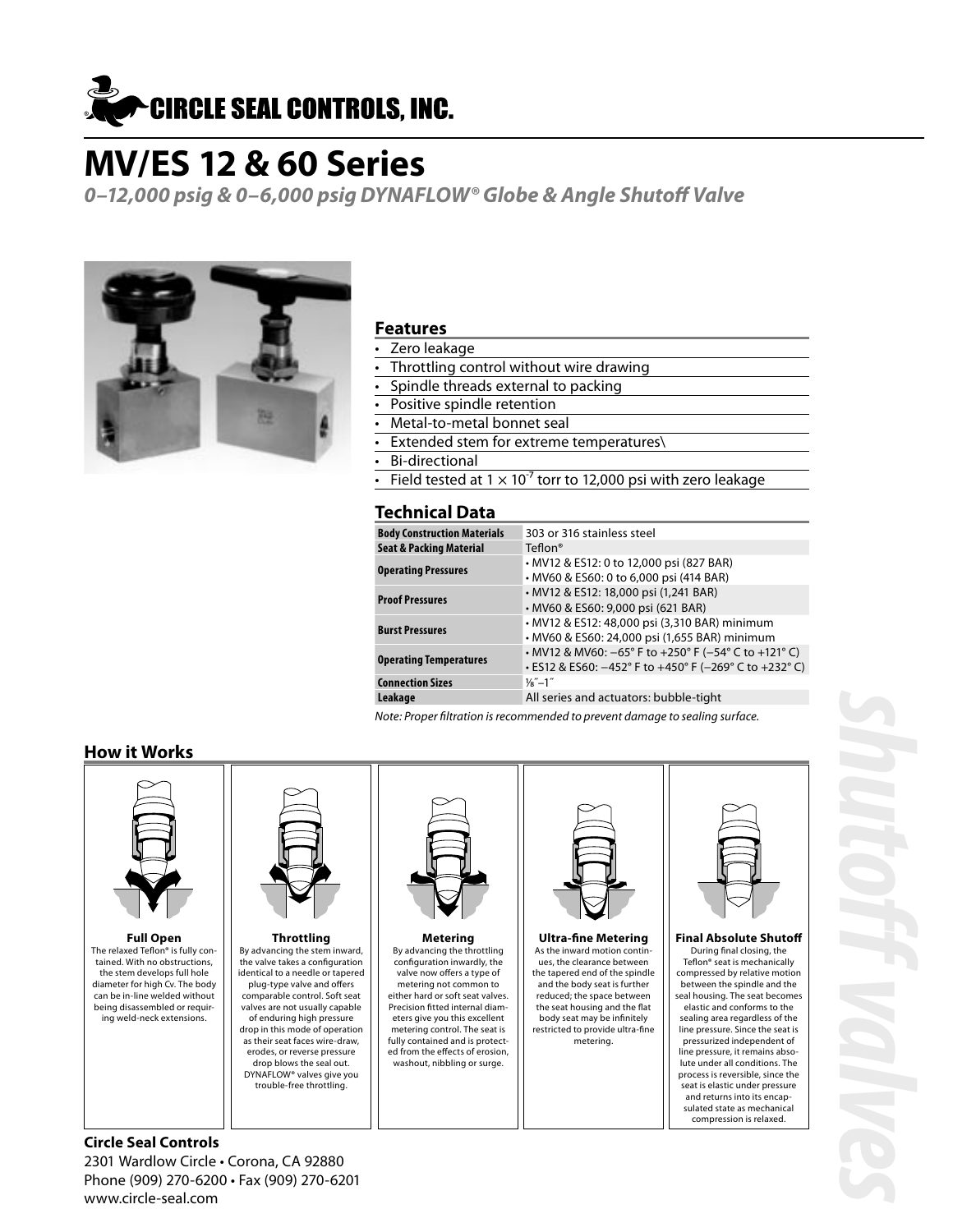CIRCLE SEAL CONTROLS, INC.

# MV/ES 12 & 60 Series

*0–12,000 psig & 0–6,000 psig DYNAFLOW® Globe & Angle Shutoff Valve*

## Features

- Zero leakage
- Throttling control without wire drawing
- Spindle threads external to packing
- Positive spindle retention
- Metal-to-metal bonnet seal
- Extended stem for extreme temperatures\
- Bi-directional
- Field tested at $1 \times 10^{-7}$ torr to 12,000 psi with zero leakage

## Technical Data

| | |
|---|---|
| **Body Construction Materials** | 303 or 316 stainless steel |
| **Seat & Packing Material** | Teflon® |
| **Operating Pressures** | • MV12 & ES12: 0 to 12,000 psi (827 BAR)<br>• MV60 & ES60: 0 to 6,000 psi (414 BAR) |
| **Proof Pressures** | • MV12 & ES12: 18,000 psi (1,241 BAR)<br>• MV60 & ES60: 9,000 psi (621 BAR) |
| **Burst Pressures** | • MV12 & ES12: 48,000 psi (3,310 BAR) minimum<br>• MV60 & ES60: 24,000 psi (1,655 BAR) minimum |
| **Operating Temperatures** | • MV12 & MV60: −65° F to +250° F (−54° C to +121° C)<br>• ES12 & ES60: −452° F to +450° F (−269° C to +232° C) |
| **Connection Sizes** | ⅛″–1″ |
| **Leakage** | All series and actuators: bubble-tight |

*Note: Proper filtration is recommended to prevent damage to sealing surface.*

## How it Works

**Full Open**
The relaxed Teflon® is fully contained. With no obstructions, the stem develops full hole diameter for high Cv. The body can be in-line welded without being disassembled or requiring weld-neck extensions.

**Throttling**
By advancing the stem inward, the valve takes a configuration identical to a needle or tapered plug-type valve and offers comparable control. Soft seat valves are not usually capable of enduring high pressure drop in this mode of operation as their seat faces wire-draw, erodes, or reverse pressure drop blows the seal out. DYNAFLOW® valves give you trouble-free throttling.

**Metering**
By advancing the throttling configuration inwardly, the valve now offers a type of metering not common to either hard or soft seat valves. Precision fitted internal diameters give you this excellent metering control. The seat is fully contained and is protected from the effects of erosion, washout, nibbling or surge.

**Ultra-fine Metering**
As the inward motion continues, the clearance between the tapered end of the spindle and the body seat is further reduced; the space between the seat housing and the flat body seat may be infinitely restricted to provide ultra-fine metering.

**Final Absolute Shutoff**
During final closing, the Teflon® seat is mechanically compressed by relative motion between the spindle and the seal housing. The seat becomes elastic and conforms to the sealing area regardless of the line pressure. Since the seat is pressurized independent of line pressure, it remains absolute under all conditions. The process is reversible, since the seat is elastic under pressure and returns into its encapsulated state as mechanical compression is relaxed.

**Circle Seal Controls**
2301 Wardlow Circle • Corona, CA 92880
Phone (909) 270-6200 • Fax (909) 270-6201
www.circle-seal.com

shutoff valves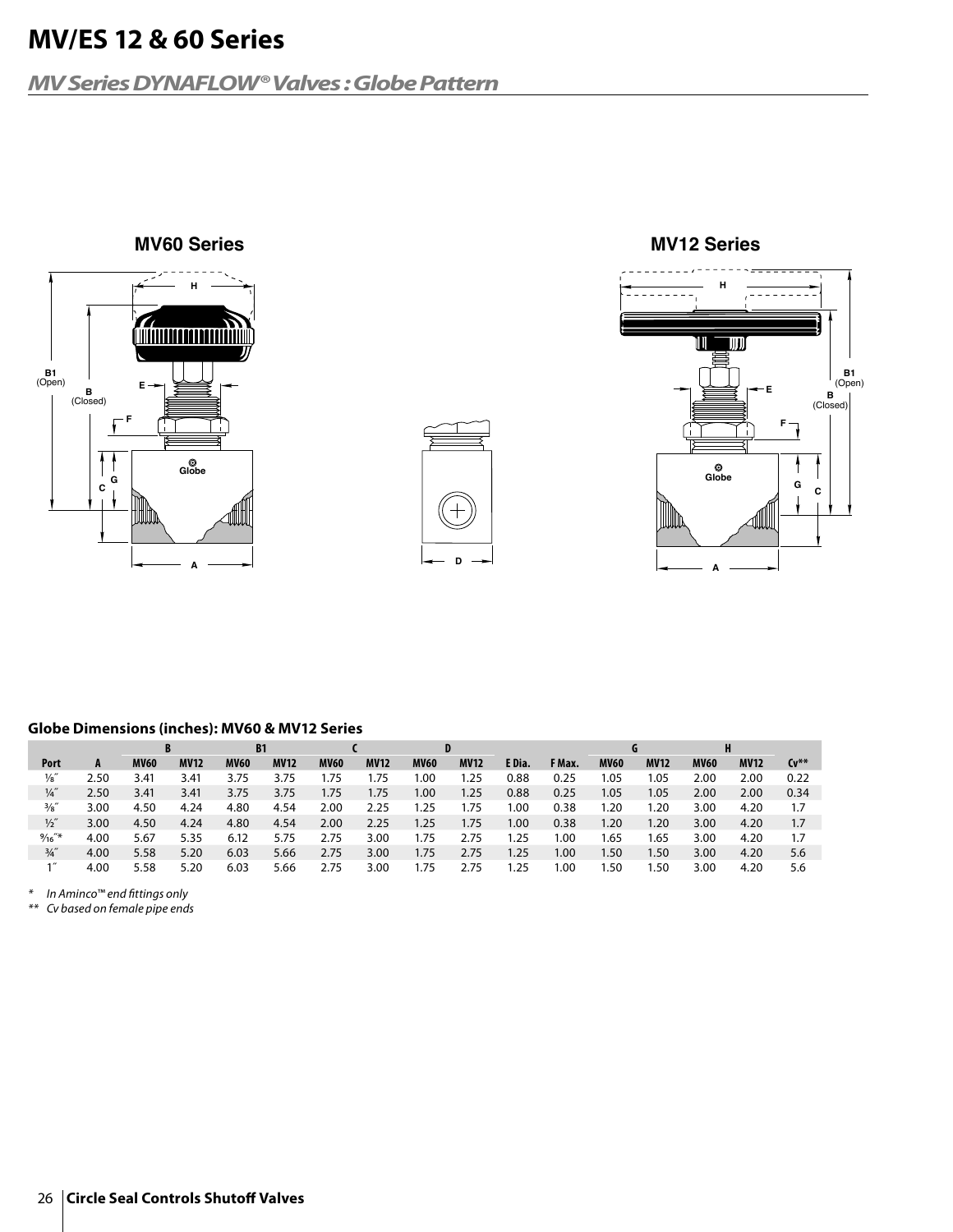# MV/ES 12 & 60 Series

## *MV Series DYNAFLOW® Valves : Globe Pattern*

**MV60 Series**

**MV12 Series**

### Globe Dimensions (inches): MV60 & MV12 Series

| Port | A | B | | B1 | | C | | D | | E Dia. | F Max. | G | | H | | Cv** |
|---|---|---|---|---|---|---|---|---|---|---|---|---|---|---|---|---|
| | | MV60 | MV12 | MV60 | MV12 | MV60 | MV12 | MV60 | MV12 | | | MV60 | MV12 | MV60 | MV12 | |
| ⅛″ | 2.50 | 3.41 | 3.41 | 3.75 | 3.75 | 1.75 | 1.75 | 1.00 | 1.25 | 0.88 | 0.25 | 1.05 | 1.05 | 2.00 | 2.00 | 0.22 |
| ¼″ | 2.50 | 3.41 | 3.41 | 3.75 | 3.75 | 1.75 | 1.75 | 1.00 | 1.25 | 0.88 | 0.25 | 1.05 | 1.05 | 2.00 | 2.00 | 0.34 |
| ⅜″ | 3.00 | 4.50 | 4.24 | 4.80 | 4.54 | 2.00 | 2.25 | 1.25 | 1.75 | 1.00 | 0.38 | 1.20 | 1.20 | 3.00 | 4.20 | 1.7 |
| ½″ | 3.00 | 4.50 | 4.24 | 4.80 | 4.54 | 2.00 | 2.25 | 1.25 | 1.75 | 1.00 | 0.38 | 1.20 | 1.20 | 3.00 | 4.20 | 1.7 |
| 9⁄16″* | 4.00 | 5.67 | 5.35 | 6.12 | 5.75 | 2.75 | 3.00 | 1.75 | 2.75 | 1.25 | 1.00 | 1.65 | 1.65 | 3.00 | 4.20 | 1.7 |
| ¾″ | 4.00 | 5.58 | 5.20 | 6.03 | 5.66 | 2.75 | 3.00 | 1.75 | 2.75 | 1.25 | 1.00 | 1.50 | 1.50 | 3.00 | 4.20 | 5.6 |
| 1″ | 4.00 | 5.58 | 5.20 | 6.03 | 5.66 | 2.75 | 3.00 | 1.75 | 2.75 | 1.25 | 1.00 | 1.50 | 1.50 | 3.00 | 4.20 | 5.6 |

\* *In Aminco™ end fittings only*

\*\* *Cv based on female pipe ends*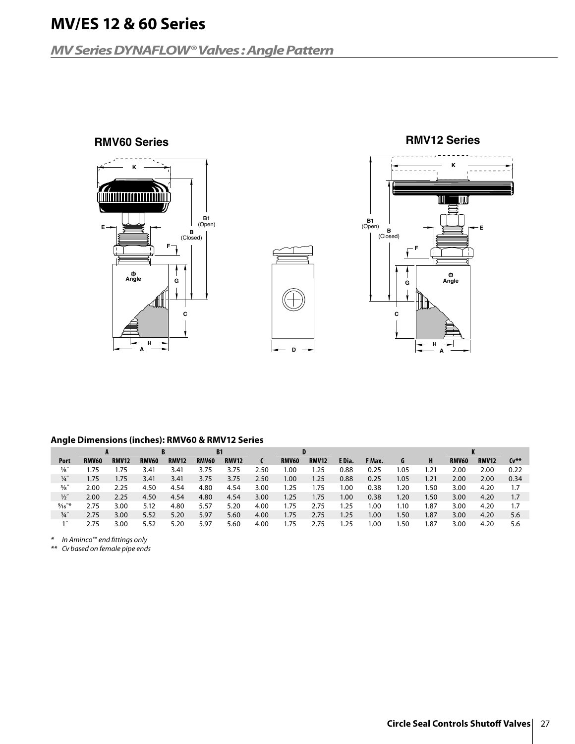# MV/ES 12 & 60 Series

## *MV Series DYNAFLOW® Valves : Angle Pattern*

**RMV60 Series**

**RMV12 Series**

### Angle Dimensions (inches): RMV60 & RMV12 Series

| | A | | B | | B1 | | C | D | | E Dia. | F Max. | G | H | K | | Cv** |
|---|---|---|---|---|---|---|---|---|---|---|---|---|---|---|---|---|
| Port | RMV60 | RMV12 | RMV60 | RMV12 | RMV60 | RMV12 | | RMV60 | RMV12 | | | | | RMV60 | RMV12 | |
| ⅛″ | 1.75 | 1.75 | 3.41 | 3.41 | 3.75 | 3.75 | 2.50 | 1.00 | 1.25 | 0.88 | 0.25 | 1.05 | 1.21 | 2.00 | 2.00 | 0.22 |
| ¼″ | 1.75 | 1.75 | 3.41 | 3.41 | 3.75 | 3.75 | 2.50 | 1.00 | 1.25 | 0.88 | 0.25 | 1.05 | 1.21 | 2.00 | 2.00 | 0.34 |
| ⅜″ | 2.00 | 2.25 | 4.50 | 4.54 | 4.80 | 4.54 | 3.00 | 1.25 | 1.75 | 1.00 | 0.38 | 1.20 | 1.50 | 3.00 | 4.20 | 1.7 |
| ½″ | 2.00 | 2.25 | 4.50 | 4.54 | 4.80 | 4.54 | 3.00 | 1.25 | 1.75 | 1.00 | 0.38 | 1.20 | 1.50 | 3.00 | 4.20 | 1.7 |
| 9/16″* | 2.75 | 3.00 | 5.12 | 4.80 | 5.57 | 5.20 | 4.00 | 1.75 | 2.75 | 1.25 | 1.00 | 1.10 | 1.87 | 3.00 | 4.20 | 1.7 |
| ¾″ | 2.75 | 3.00 | 5.52 | 5.20 | 5.97 | 5.60 | 4.00 | 1.75 | 2.75 | 1.25 | 1.00 | 1.50 | 1.87 | 3.00 | 4.20 | 5.6 |
| 1″ | 2.75 | 3.00 | 5.52 | 5.20 | 5.97 | 5.60 | 4.00 | 1.75 | 2.75 | 1.25 | 1.00 | 1.50 | 1.87 | 3.00 | 4.20 | 5.6 |

*\* In Aminco™ end fittings only*

*\*\* Cv based on female pipe ends*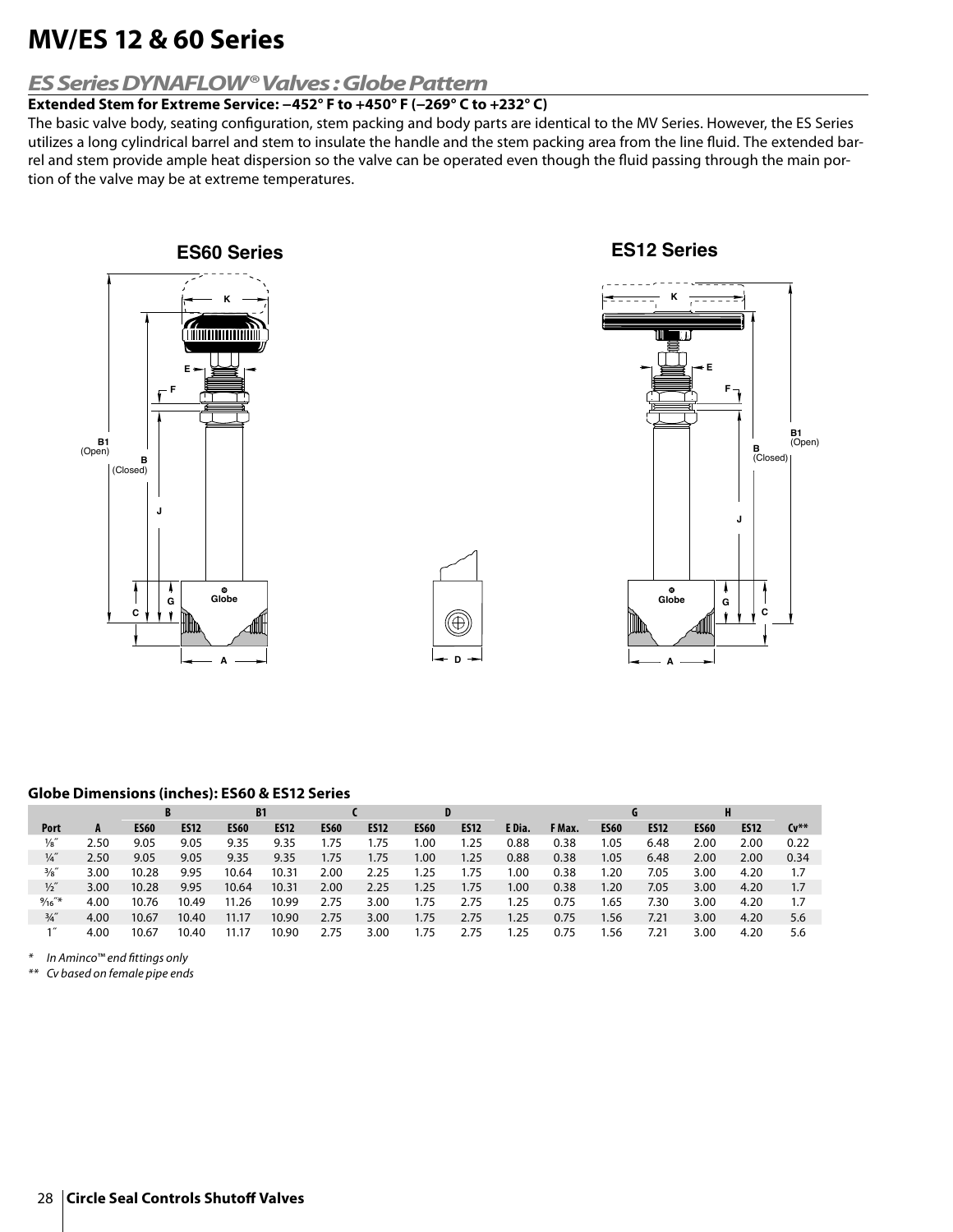# MV/ES 12 & 60 Series

## *ES Series DYNAFLOW® Valves : Globe Pattern*

**Extended Stem for Extreme Service: –452° F to +450° F (–269° C to +232° C)**

The basic valve body, seating configuration, stem packing and body parts are identical to the MV Series. However, the ES Series utilizes a long cylindrical barrel and stem to insulate the handle and the stem packing area from the line fluid. The extended barrel and stem provide ample heat dispersion so the valve can be operated even though the fluid passing through the main portion of the valve may be at extreme temperatures.

**ES60 Series** **ES12 Series**

**Globe Dimensions (inches): ES60 & ES12 Series**

| | | B | | B1 | | C | | D | | | | G | | H | | |
|---|---|---|---|---|---|---|---|---|---|---|---|---|---|---|---|---|
| Port | A | ES60 | ES12 | ES60 | ES12 | ES60 | ES12 | ES60 | ES12 | E Dia. | F Max. | ES60 | ES12 | ES60 | ES12 | Cv** |
| ⅛″ | 2.50 | 9.05 | 9.05 | 9.35 | 9.35 | 1.75 | 1.75 | 1.00 | 1.25 | 0.88 | 0.38 | 1.05 | 6.48 | 2.00 | 2.00 | 0.22 |
| ¼″ | 2.50 | 9.05 | 9.05 | 9.35 | 9.35 | 1.75 | 1.75 | 1.00 | 1.25 | 0.88 | 0.38 | 1.05 | 6.48 | 2.00 | 2.00 | 0.34 |
| ⅜″ | 3.00 | 10.28 | 9.95 | 10.64 | 10.31 | 2.00 | 2.25 | 1.25 | 1.75 | 1.00 | 0.38 | 1.20 | 7.05 | 3.00 | 4.20 | 1.7 |
| ½″ | 3.00 | 10.28 | 9.95 | 10.64 | 10.31 | 2.00 | 2.25 | 1.25 | 1.75 | 1.00 | 0.38 | 1.20 | 7.05 | 3.00 | 4.20 | 1.7 |
| 9⁄16″* | 4.00 | 10.76 | 10.49 | 11.26 | 10.99 | 2.75 | 3.00 | 1.75 | 2.75 | 1.25 | 0.75 | 1.65 | 7.30 | 3.00 | 4.20 | 1.7 |
| ¾″ | 4.00 | 10.67 | 10.40 | 11.17 | 10.90 | 2.75 | 3.00 | 1.75 | 2.75 | 1.25 | 0.75 | 1.56 | 7.21 | 3.00 | 4.20 | 5.6 |
| 1″ | 4.00 | 10.67 | 10.40 | 11.17 | 10.90 | 2.75 | 3.00 | 1.75 | 2.75 | 1.25 | 0.75 | 1.56 | 7.21 | 3.00 | 4.20 | 5.6 |

\* *In Aminco™ end fittings only*

\*\* *Cv based on female pipe ends*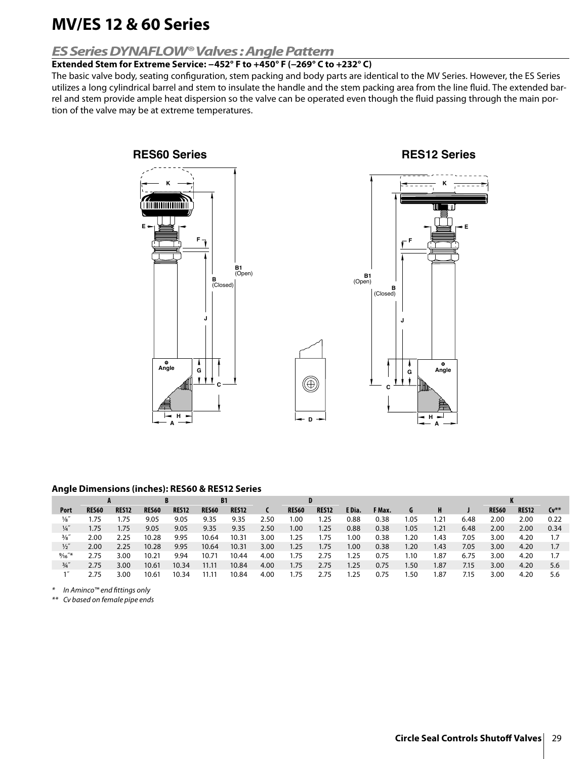# MV/ES 12 & 60 Series

## ES Series DYNAFLOW® Valves : Angle Pattern

**Extended Stem for Extreme Service: –452° F to +450° F (–269° C to +232° C)**

The basic valve body, seating configuration, stem packing and body parts are identical to the MV Series. However, the ES Series utilizes a long cylindrical barrel and stem to insulate the handle and the stem packing area from the line fluid. The extended barrel and stem provide ample heat dispersion so the valve can be operated even though the fluid passing through the main portion of the valve may be at extreme temperatures.

**RES60 Series**

**RES12 Series**

### Angle Dimensions (inches): RES60 & RES12 Series

| | A | | B | | B1 | | | D | | | | | | | K | | |
|---|---|---|---|---|---|---|---|---|---|---|---|---|---|---|---|---|---|
| Port | RES60 | RES12 | RES60 | RES12 | RES60 | RES12 | C | RES60 | RES12 | E Dia. | F Max. | G | H | J | RES60 | RES12 | Cv** |
| ⅛″ | 1.75 | 1.75 | 9.05 | 9.05 | 9.35 | 9.35 | 2.50 | 1.00 | 1.25 | 0.88 | 0.38 | 1.05 | 1.21 | 6.48 | 2.00 | 2.00 | 0.22 |
| ¼″ | 1.75 | 1.75 | 9.05 | 9.05 | 9.35 | 9.35 | 2.50 | 1.00 | 1.25 | 0.88 | 0.38 | 1.05 | 1.21 | 6.48 | 2.00 | 2.00 | 0.34 |
| ⅜″ | 2.00 | 2.25 | 10.28 | 9.95 | 10.64 | 10.31 | 3.00 | 1.25 | 1.75 | 1.00 | 0.38 | 1.20 | 1.43 | 7.05 | 3.00 | 4.20 | 1.7 |
| ½″ | 2.00 | 2.25 | 10.28 | 9.95 | 10.64 | 10.31 | 3.00 | 1.25 | 1.75 | 1.00 | 0.38 | 1.20 | 1.43 | 7.05 | 3.00 | 4.20 | 1.7 |
| 9⁄16″* | 2.75 | 3.00 | 10.21 | 9.94 | 10.71 | 10.44 | 4.00 | 1.75 | 2.75 | 1.25 | 0.75 | 1.10 | 1.87 | 6.75 | 3.00 | 4.20 | 1.7 |
| ¾″ | 2.75 | 3.00 | 10.61 | 10.34 | 11.11 | 10.84 | 4.00 | 1.75 | 2.75 | 1.25 | 0.75 | 1.50 | 1.87 | 7.15 | 3.00 | 4.20 | 5.6 |
| 1″ | 2.75 | 3.00 | 10.61 | 10.34 | 11.11 | 10.84 | 4.00 | 1.75 | 2.75 | 1.25 | 0.75 | 1.50 | 1.87 | 7.15 | 3.00 | 4.20 | 5.6 |

*\* In Aminco™ end fittings only*

*\*\* Cv based on female pipe ends*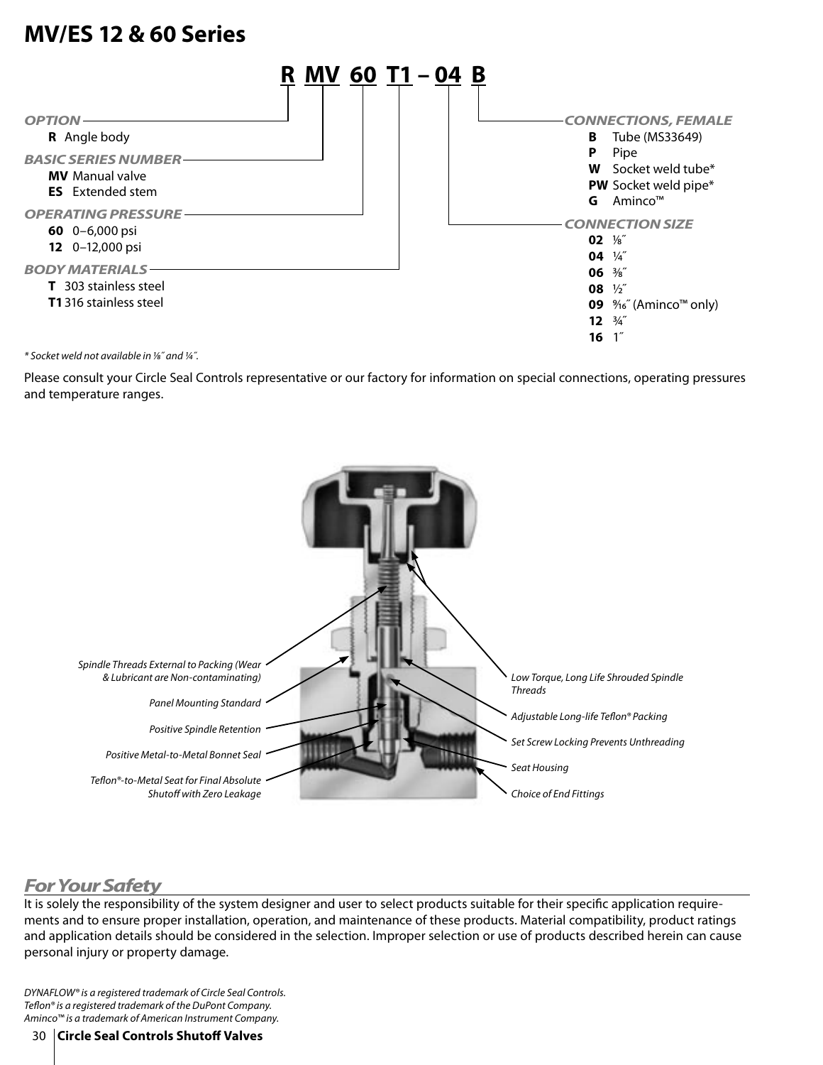# MV/ES 12 & 60 Series

**R MV 60 T1 – 04 B**

***OPTION***

**R** Angle body

***BASIC SERIES NUMBER***

**MV** Manual valve
**ES** Extended stem

***OPERATING PRESSURE***

**60** 0–6,000 psi
**12** 0–12,000 psi

***BODY MATERIALS***

**T** 303 stainless steel
**T1** 316 stainless steel

***CONNECTIONS, FEMALE***

**B** Tube (MS33649)
**P** Pipe
**W** Socket weld tube*
**PW** Socket weld pipe*
**G** Aminco™

***CONNECTION SIZE***

**02** ⅛″
**04** ¼″
**06** ⅜″
**08** ½″
**09** 9⁄16″ (Aminco™ only)
**12** ¾″
**16** 1″

*\* Socket weld not available in ⅛″ and ¼″.*

Please consult your Circle Seal Controls representative or our factory for information on special connections, operating pressures and temperature ranges.

*Spindle Threads External to Packing (Wear & Lubricant are Non-contaminating)*

*Panel Mounting Standard*

*Positive Spindle Retention*

*Positive Metal-to-Metal Bonnet Seal*

*Teflon®-to-Metal Seat for Final Absolute Shutoff with Zero Leakage*

*Low Torque, Long Life Shrouded Spindle Threads*

*Adjustable Long-life Teflon® Packing*

*Set Screw Locking Prevents Unthreading*

*Seat Housing*

*Choice of End Fittings*

## *For Your Safety*

It is solely the responsibility of the system designer and user to select products suitable for their specific application requirements and to ensure proper installation, operation, and maintenance of these products. Material compatibility, product ratings and application details should be considered in the selection. Improper selection or use of products described herein can cause personal injury or property damage.

*DYNAFLOW® is a registered trademark of Circle Seal Controls.*
*Teflon® is a registered trademark of the DuPont Company.*
*Aminco™ is a trademark of American Instrument Company.*